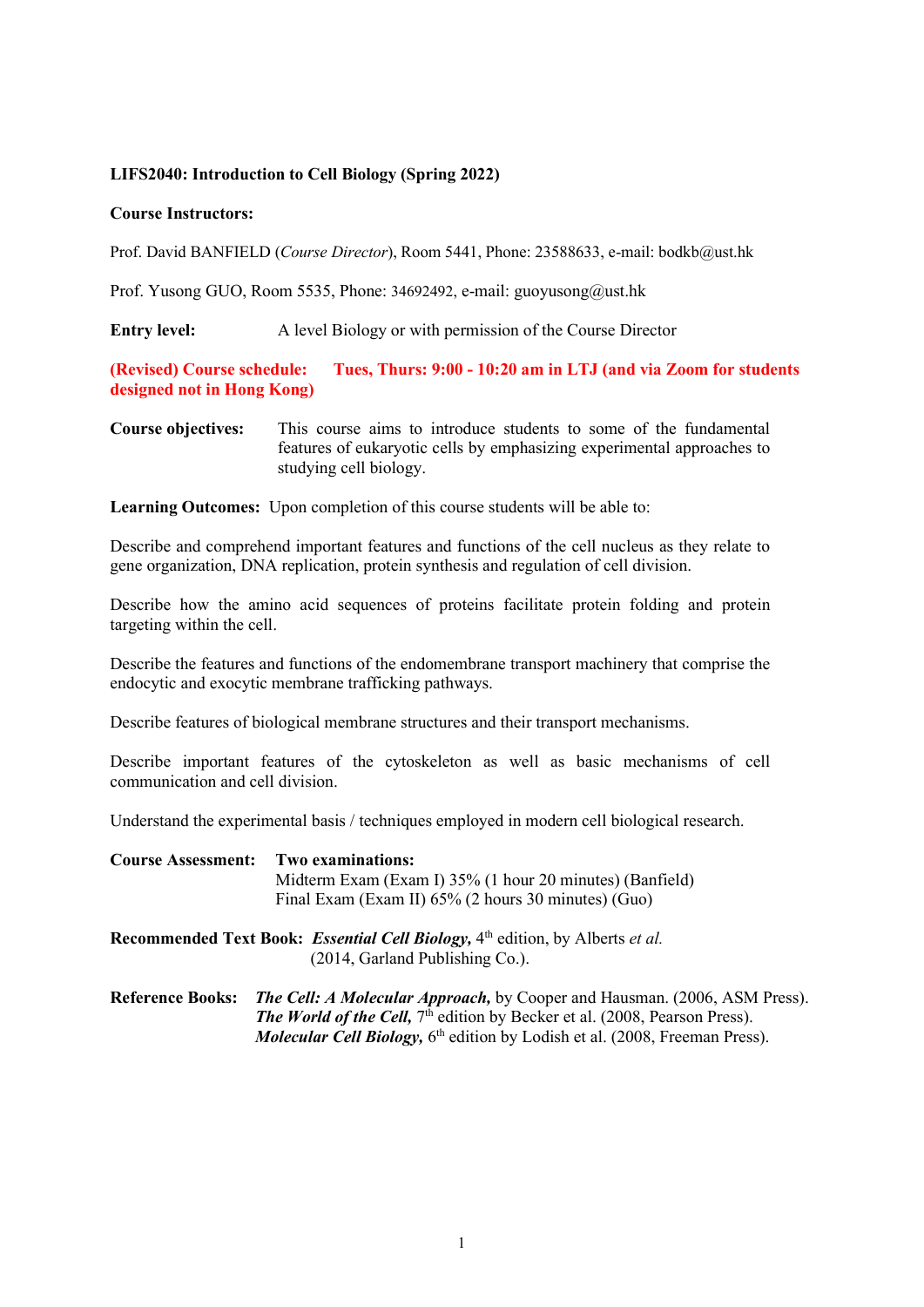**LIFS2040: Introduction to Cell Biology (Spring 2022)**

**Course Instructors:**

Prof. David BANFIELD (*Course Director*), Room 5441, Phone: 23588633, e-mail: bodkb@ust.hk

Prof. Yusong GUO, Room 5535, Phone: 34692492, e-mail: guoyusong@ust.hk

**Entry level:** A level Biology or with permission of the Course Director

**(Revised) Course schedule: Tues, Thurs: 9:00 - 10:20 am in LTJ (and via Zoom for students designed not in Hong Kong)**

**Course objectives:** This course aims to introduce students to some of the fundamental features of eukaryotic cells by emphasizing experimental approaches to studying cell biology.

**Learning Outcomes:** Upon completion of this course students will be able to:

Describe and comprehend important features and functions of the cell nucleus as they relate to gene organization, DNA replication, protein synthesis and regulation of cell division.

Describe how the amino acid sequences of proteins facilitate protein folding and protein targeting within the cell.

Describe the features and functions of the endomembrane transport machinery that comprise the endocytic and exocytic membrane trafficking pathways.

Describe features of biological membrane structures and their transport mechanisms.

Describe important features of the cytoskeleton as well as basic mechanisms of cell communication and cell division.

Understand the experimental basis / techniques employed in modern cell biological research.

**Course Assessment:** **Two examinations:**
Midterm Exam (Exam I) 35% (1 hour 20 minutes) (Banfield)
Final Exam (Exam II) 65% (2 hours 30 minutes) (Guo)

**Recommended Text Book:** ***Essential Cell Biology,*** 4th edition, by Alberts *et al.* (2014, Garland Publishing Co.).

**Reference Books:** ***The Cell: A Molecular Approach,*** by Cooper and Hausman. (2006, ASM Press).
***The World of the Cell,*** 7th edition by Becker et al. (2008, Pearson Press).
***Molecular Cell Biology,*** 6th edition by Lodish et al. (2008, Freeman Press).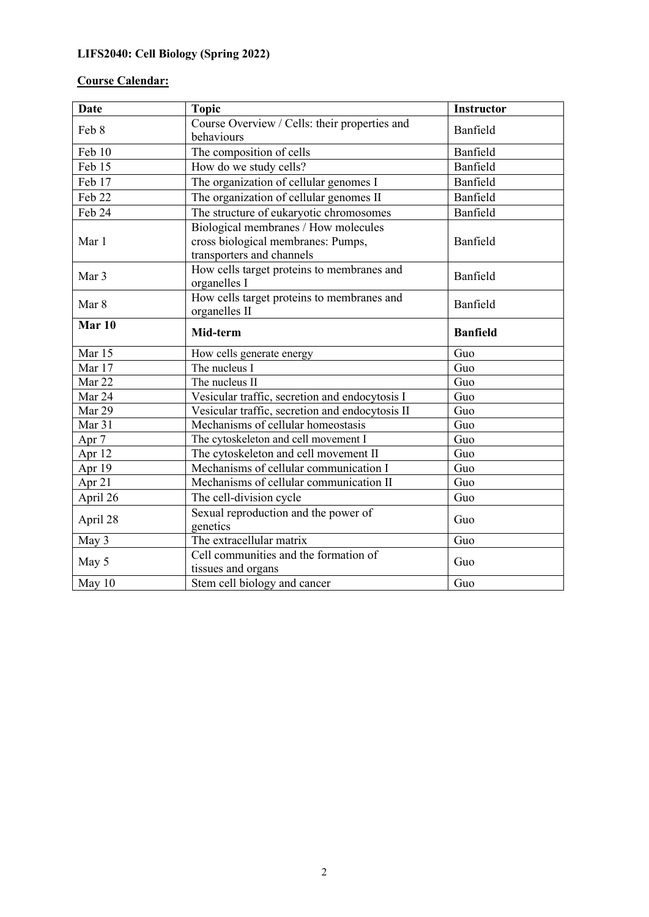**LIFS2040: Cell Biology (Spring 2022)**

**Course Calendar:**

| Date | Topic | Instructor |
|---|---|---|
| Feb 8 | Course Overview / Cells: their properties and behaviours | Banfield |
| Feb 10 | The composition of cells | Banfield |
| Feb 15 | How do we study cells? | Banfield |
| Feb 17 | The organization of cellular genomes I | Banfield |
| Feb 22 | The organization of cellular genomes II | Banfield |
| Feb 24 | The structure of eukaryotic chromosomes | Banfield |
| Mar 1 | Biological membranes / How molecules cross biological membranes: Pumps, transporters and channels | Banfield |
| Mar 3 | How cells target proteins to membranes and organelles I | Banfield |
| Mar 8 | How cells target proteins to membranes and organelles II | Banfield |
| **Mar 10** | **Mid-term** | **Banfield** |
| Mar 15 | How cells generate energy | Guo |
| Mar 17 | The nucleus I | Guo |
| Mar 22 | The nucleus II | Guo |
| Mar 24 | Vesicular traffic, secretion and endocytosis I | Guo |
| Mar 29 | Vesicular traffic, secretion and endocytosis II | Guo |
| Mar 31 | Mechanisms of cellular homeostasis | Guo |
| Apr 7 | The cytoskeleton and cell movement I | Guo |
| Apr 12 | The cytoskeleton and cell movement II | Guo |
| Apr 19 | Mechanisms of cellular communication I | Guo |
| Apr 21 | Mechanisms of cellular communication II | Guo |
| April 26 | The cell-division cycle | Guo |
| April 28 | Sexual reproduction and the power of genetics | Guo |
| May 3 | The extracellular matrix | Guo |
| May 5 | Cell communities and the formation of tissues and organs | Guo |
| May 10 | Stem cell biology and cancer | Guo |